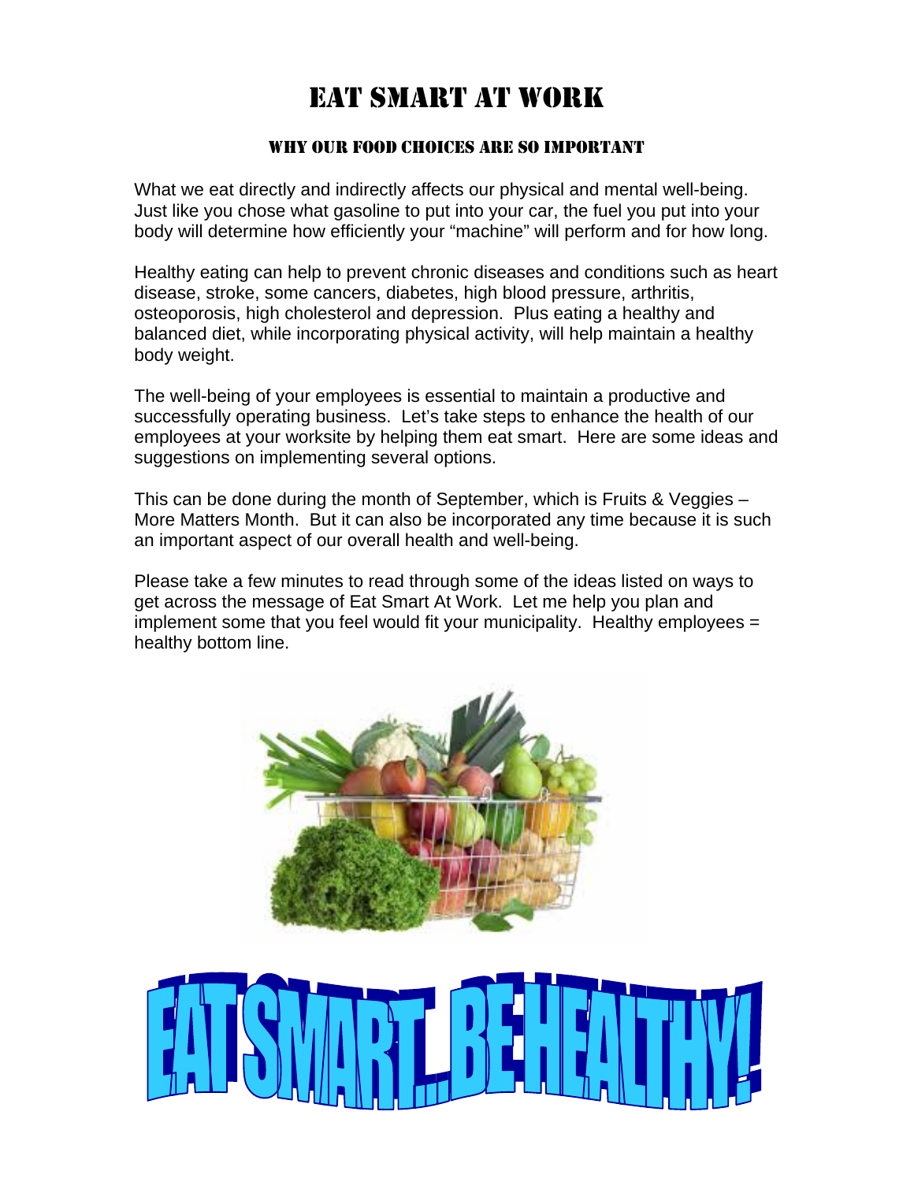# Eat Smart at Work

## Why our food choices are so important

What we eat directly and indirectly affects our physical and mental well-being. Just like you chose what gasoline to put into your car, the fuel you put into your body will determine how efficiently your "machine" will perform and for how long.

Healthy eating can help to prevent chronic diseases and conditions such as heart disease, stroke, some cancers, diabetes, high blood pressure, arthritis, osteoporosis, high cholesterol and depression. Plus eating a healthy and balanced diet, while incorporating physical activity, will help maintain a healthy body weight.

The well-being of your employees is essential to maintain a productive and successfully operating business. Let's take steps to enhance the health of our employees at your worksite by helping them eat smart. Here are some ideas and suggestions on implementing several options.

This can be done during the month of September, which is Fruits & Veggies – More Matters Month. But it can also be incorporated any time because it is such an important aspect of our overall health and well-being.

Please take a few minutes to read through some of the ideas listed on ways to get across the message of Eat Smart At Work. Let me help you plan and implement some that you feel would fit your municipality. Healthy employees = healthy bottom line.

EAT SMART...BE HEALTHY!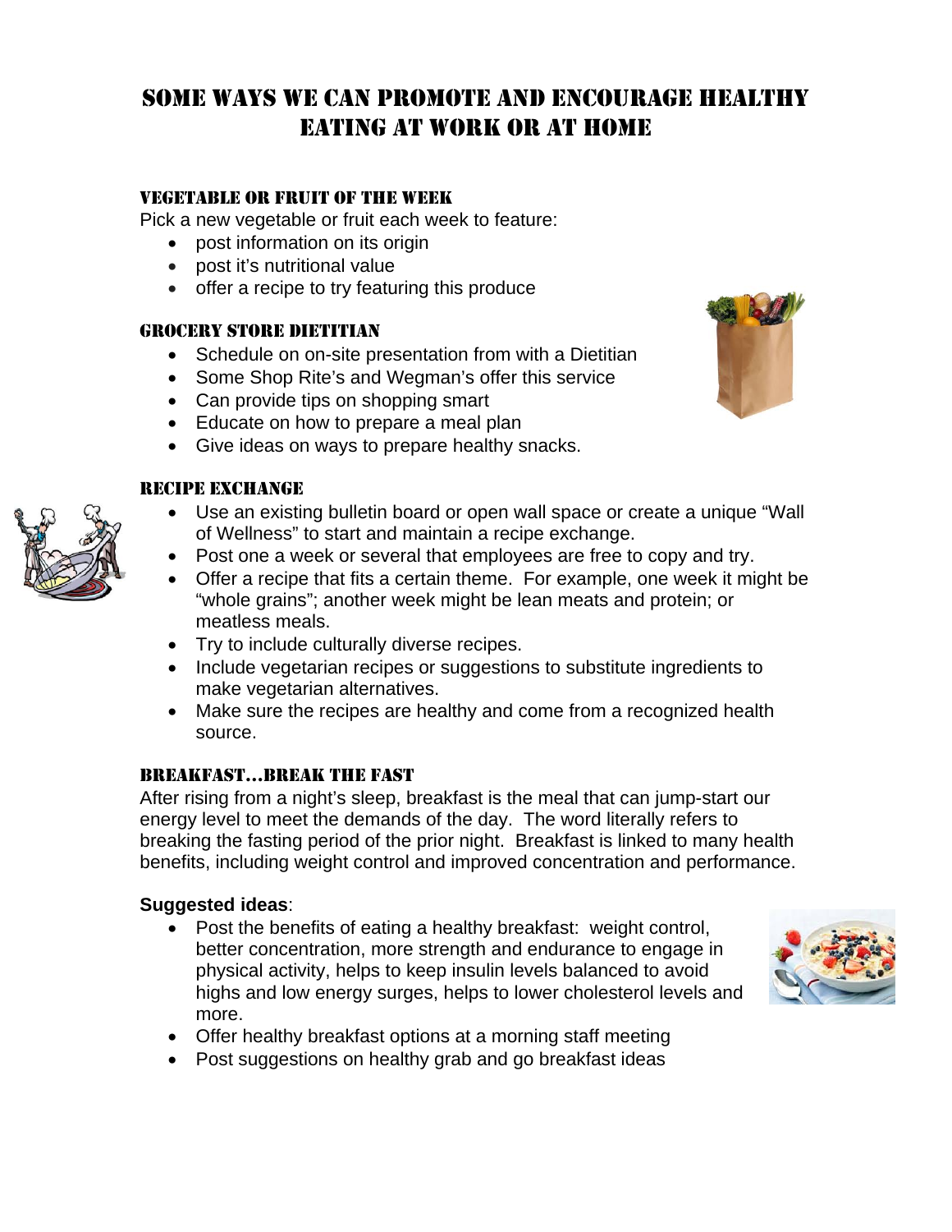# Some Ways We Can Promote and Encourage Healthy Eating at Work or at Home

### Vegetable or Fruit of the Week

Pick a new vegetable or fruit each week to feature:

- post information on its origin
- post it's nutritional value
- offer a recipe to try featuring this produce

### Grocery Store Dietitian

- Schedule on on-site presentation from with a Dietitian
- Some Shop Rite's and Wegman's offer this service
- Can provide tips on shopping smart
- Educate on how to prepare a meal plan
- Give ideas on ways to prepare healthy snacks.

### Recipe Exchange

- Use an existing bulletin board or open wall space or create a unique "Wall of Wellness" to start and maintain a recipe exchange.
- Post one a week or several that employees are free to copy and try.
- Offer a recipe that fits a certain theme. For example, one week it might be "whole grains"; another week might be lean meats and protein; or meatless meals.
- Try to include culturally diverse recipes.
- Include vegetarian recipes or suggestions to substitute ingredients to make vegetarian alternatives.
- Make sure the recipes are healthy and come from a recognized health source.

### Breakfast…Break the Fast

After rising from a night's sleep, breakfast is the meal that can jump-start our energy level to meet the demands of the day. The word literally refers to breaking the fasting period of the prior night. Breakfast is linked to many health benefits, including weight control and improved concentration and performance.

**Suggested ideas**:

- Post the benefits of eating a healthy breakfast: weight control, better concentration, more strength and endurance to engage in physical activity, helps to keep insulin levels balanced to avoid highs and low energy surges, helps to lower cholesterol levels and more.
- Offer healthy breakfast options at a morning staff meeting
- Post suggestions on healthy grab and go breakfast ideas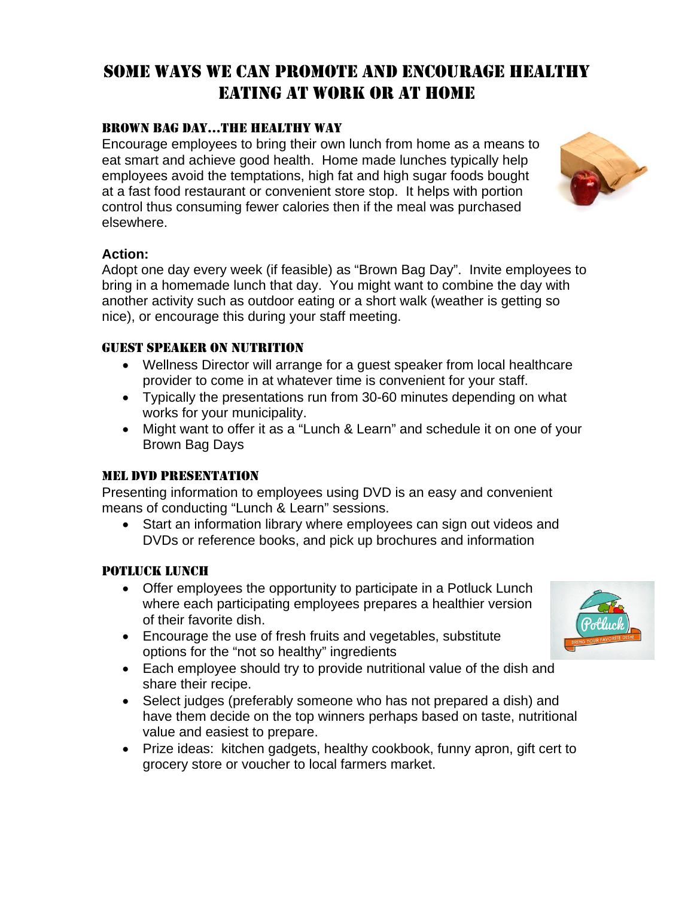# Some Ways We Can Promote and Encourage Healthy Eating at Work or at Home

### Brown Bag Day…The Healthy Way

Encourage employees to bring their own lunch from home as a means to eat smart and achieve good health. Home made lunches typically help employees avoid the temptations, high fat and high sugar foods bought at a fast food restaurant or convenient store stop. It helps with portion control thus consuming fewer calories then if the meal was purchased elsewhere.

**Action:**
Adopt one day every week (if feasible) as "Brown Bag Day". Invite employees to bring in a homemade lunch that day. You might want to combine the day with another activity such as outdoor eating or a short walk (weather is getting so nice), or encourage this during your staff meeting.

### Guest Speaker on Nutrition

- Wellness Director will arrange for a guest speaker from local healthcare provider to come in at whatever time is convenient for your staff.
- Typically the presentations run from 30-60 minutes depending on what works for your municipality.
- Might want to offer it as a "Lunch & Learn" and schedule it on one of your Brown Bag Days

### MEL DVD Presentation

Presenting information to employees using DVD is an easy and convenient means of conducting "Lunch & Learn" sessions.

- Start an information library where employees can sign out videos and DVDs or reference books, and pick up brochures and information

### Potluck Lunch

- Offer employees the opportunity to participate in a Potluck Lunch where each participating employees prepares a healthier version of their favorite dish.
- Encourage the use of fresh fruits and vegetables, substitute options for the "not so healthy" ingredients
- Each employee should try to provide nutritional value of the dish and share their recipe.
- Select judges (preferably someone who has not prepared a dish) and have them decide on the top winners perhaps based on taste, nutritional value and easiest to prepare.
- Prize ideas: kitchen gadgets, healthy cookbook, funny apron, gift cert to grocery store or voucher to local farmers market.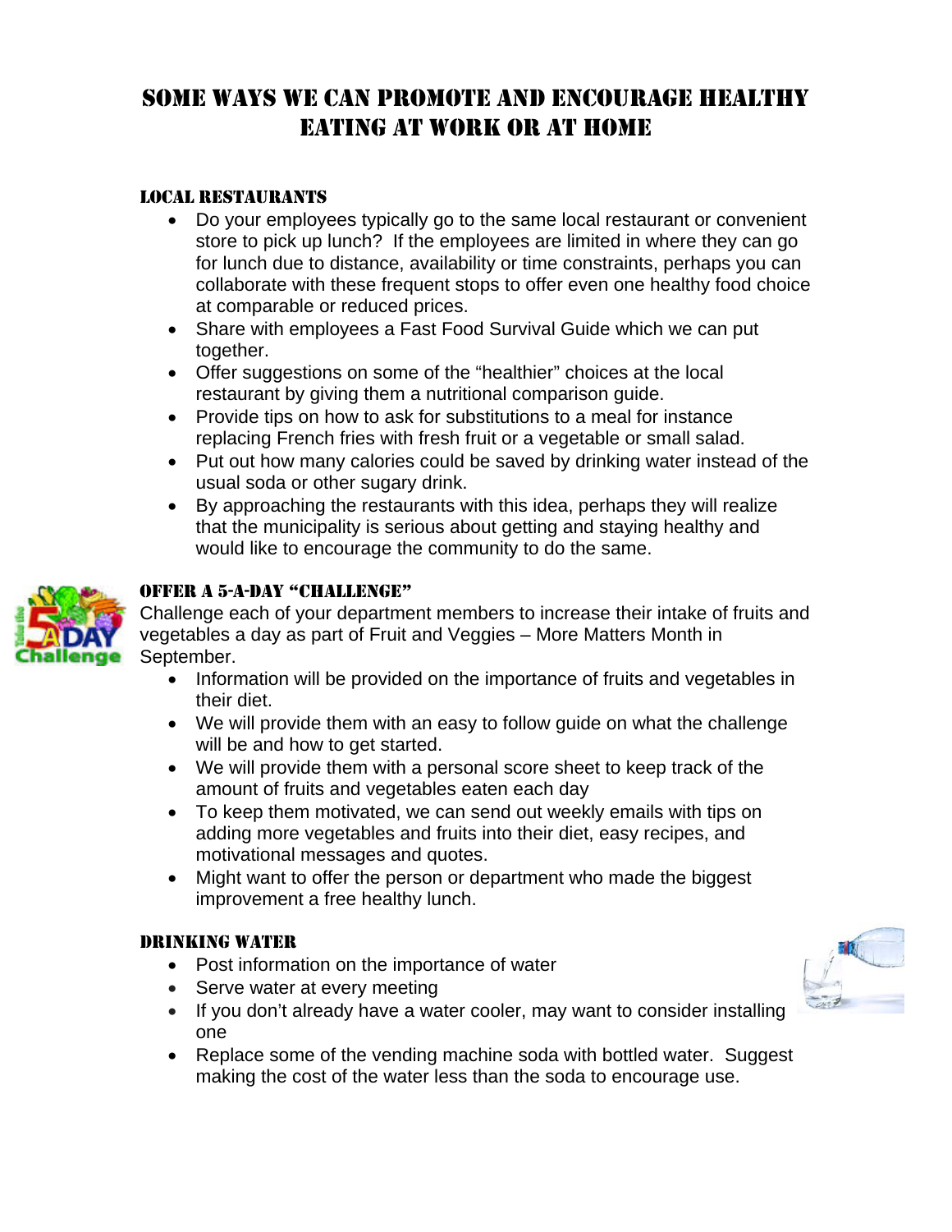# Some Ways We Can Promote and Encourage Healthy Eating at Work or at Home

### Local Restaurants

- Do your employees typically go to the same local restaurant or convenient store to pick up lunch? If the employees are limited in where they can go for lunch due to distance, availability or time constraints, perhaps you can collaborate with these frequent stops to offer even one healthy food choice at comparable or reduced prices.
- Share with employees a Fast Food Survival Guide which we can put together.
- Offer suggestions on some of the "healthier" choices at the local restaurant by giving them a nutritional comparison guide.
- Provide tips on how to ask for substitutions to a meal for instance replacing French fries with fresh fruit or a vegetable or small salad.
- Put out how many calories could be saved by drinking water instead of the usual soda or other sugary drink.
- By approaching the restaurants with this idea, perhaps they will realize that the municipality is serious about getting and staying healthy and would like to encourage the community to do the same.

### Offer a 5-A-Day "Challenge"

Challenge each of your department members to increase their intake of fruits and vegetables a day as part of Fruit and Veggies – More Matters Month in September.

- Information will be provided on the importance of fruits and vegetables in their diet.
- We will provide them with an easy to follow guide on what the challenge will be and how to get started.
- We will provide them with a personal score sheet to keep track of the amount of fruits and vegetables eaten each day
- To keep them motivated, we can send out weekly emails with tips on adding more vegetables and fruits into their diet, easy recipes, and motivational messages and quotes.
- Might want to offer the person or department who made the biggest improvement a free healthy lunch.

### Drinking Water

- Post information on the importance of water
- Serve water at every meeting
- If you don't already have a water cooler, may want to consider installing one
- Replace some of the vending machine soda with bottled water. Suggest making the cost of the water less than the soda to encourage use.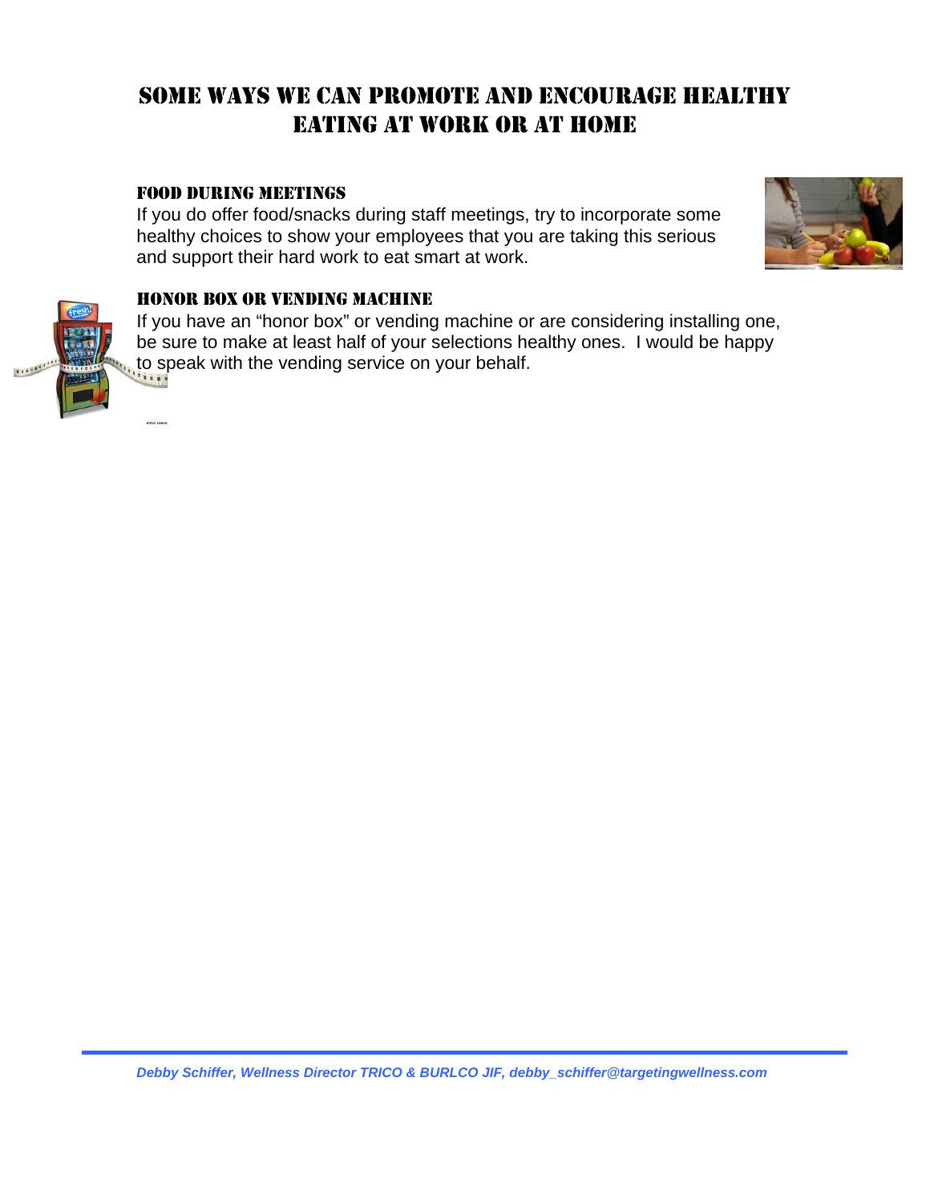# Some Ways We Can Promote and Encourage Healthy Eating at Work or at Home

### Food During Meetings

If you do offer food/snacks during staff meetings, try to incorporate some healthy choices to show your employees that you are taking this serious and support their hard work to eat smart at work.

### Honor Box or Vending Machine

If you have an “honor box” or vending machine or are considering installing one, be sure to make at least half of your selections healthy ones. I would be happy to speak with the vending service on your behalf.

*Debby Schiffer, Wellness Director TRICO & BURLCO JIF, debby_schiffer@targetingwellness.com*